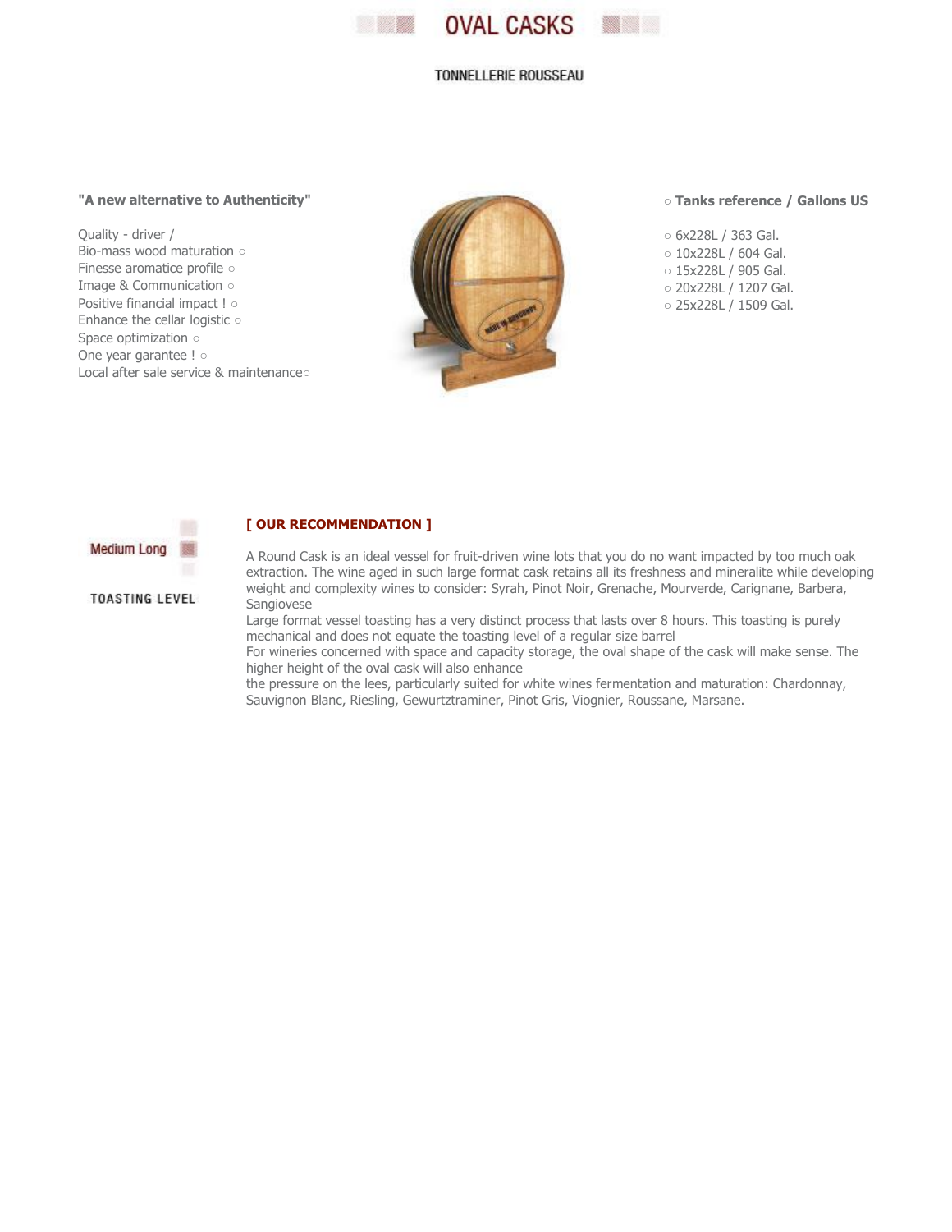# OVAL CASKS

TONNELLERIE ROUSSEAU

**"A new alternative to Authenticity"**

Quality - driver /
Bio-mass wood maturation ○
Finesse aromatic profile ○
Image & Communication ○
Positive financial impact ! ○
Enhance the cellar logistic ○
Space optimization ○
One year garantee ! ○
Local after sale service & maintenance○

○ **Tanks reference / Gallons US**

○ 6x228L / 363 Gal.
○ 10x228L / 604 Gal.
○ 15x228L / 905 Gal.
○ 20x228L / 1207 Gal.
○ 25x228L / 1509 Gal.

Medium Long

TOASTING LEVEL

**[ OUR RECOMMENDATION ]**

A Round Cask is an ideal vessel for fruit-driven wine lots that you do no want impacted by too much oak extraction. The wine aged in such large format cask retains all its freshness and mineralite while developing weight and complexity wines to consider: Syrah, Pinot Noir, Grenache, Mourverde, Carignane, Barbera, Sangiovese
Large format vessel toasting has a very distinct process that lasts over 8 hours. This toasting is purely mechanical and does not equate the toasting level of a regular size barrel
For wineries concerned with space and capacity storage, the oval shape of the cask will make sense. The higher height of the oval cask will also enhance
the pressure on the lees, particularly suited for white wines fermentation and maturation: Chardonnay, Sauvignon Blanc, Riesling, Gewurtztraminer, Pinot Gris, Viognier, Roussane, Marsane.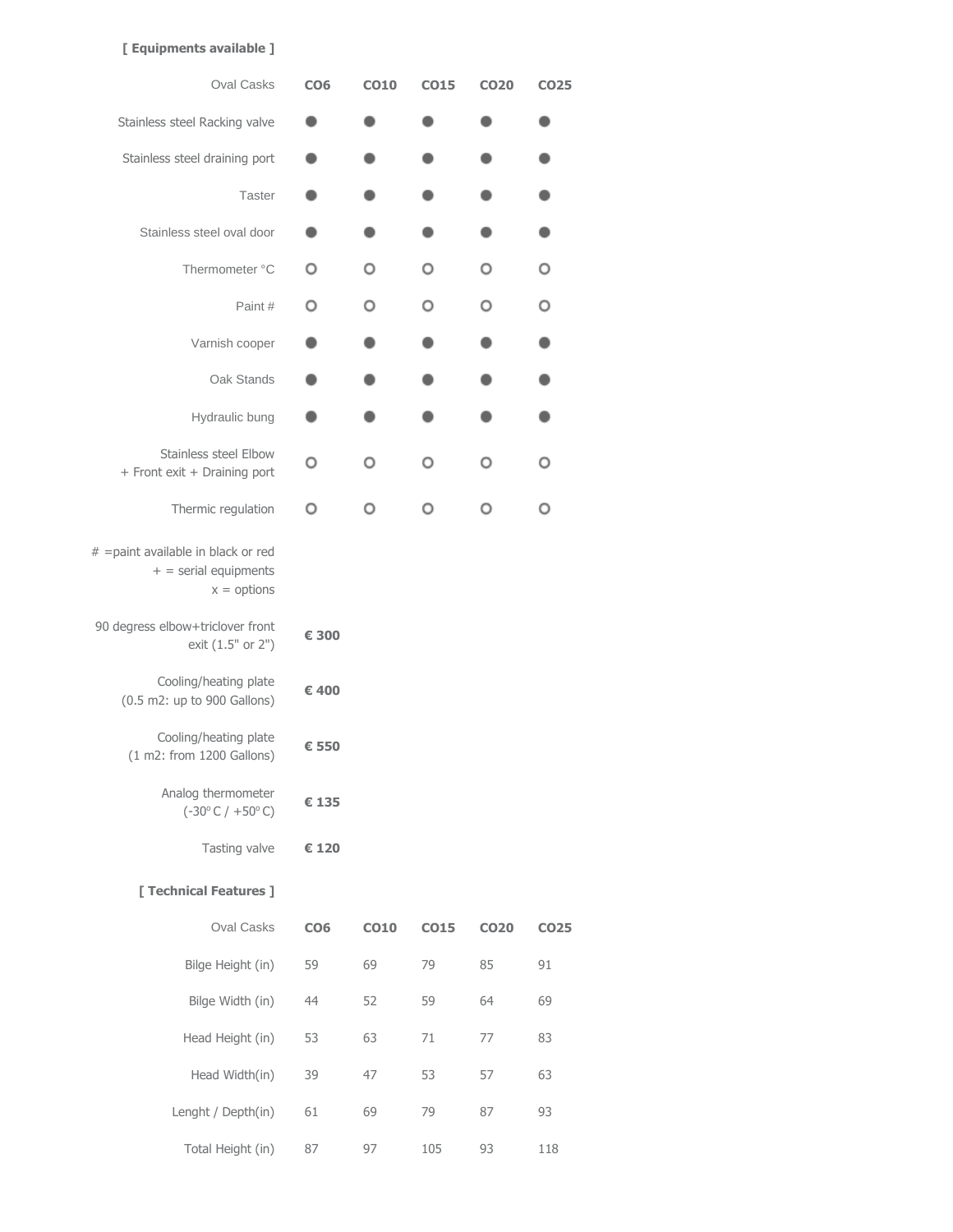**[ Equipments available ]**

| Oval Casks | CO6 | CO10 | CO15 | CO20 | CO25 |
|---|---|---|---|---|---|
| Stainless steel Racking valve | ● | ● | ● | ● | ● |
| Stainless steel draining port | ● | ● | ● | ● | ● |
| Taster | ● | ● | ● | ● | ● |
| Stainless steel oval door | ● | ● | ● | ● | ● |
| Thermometer °C | ○ | ○ | ○ | ○ | ○ |
| Paint # | ○ | ○ | ○ | ○ | ○ |
| Varnish cooper | ● | ● | ● | ● | ● |
| Oak Stands | ● | ● | ● | ● | ● |
| Hydraulic bung | ● | ● | ● | ● | ● |
| Stainless steel Elbow + Front exit + Draining port | ○ | ○ | ○ | ○ | ○ |
| Thermic regulation | ○ | ○ | ○ | ○ | ○ |

# =paint available in black or red
+ = serial equipments
x = options

| | |
|---|---|
| 90 degress elbow+triclover front exit (1.5" or 2") | **€ 300** |
| Cooling/heating plate (0.5 m2: up to 900 Gallons) | **€ 400** |
| Cooling/heating plate (1 m2: from 1200 Gallons) | **€ 550** |
| Analog thermometer (-30° C / +50° C) | **€ 135** |
| Tasting valve | **€ 120** |

**[ Technical Features ]**

| Oval Casks | CO6 | CO10 | CO15 | CO20 | CO25 |
|---|---|---|---|---|---|
| Bilge Height (in) | 59 | 69 | 79 | 85 | 91 |
| Bilge Width (in) | 44 | 52 | 59 | 64 | 69 |
| Head Height (in) | 53 | 63 | 71 | 77 | 83 |
| Head Width(in) | 39 | 47 | 53 | 57 | 63 |
| Lenght / Depth(in) | 61 | 69 | 79 | 87 | 93 |
| Total Height (in) | 87 | 97 | 105 | 93 | 118 |